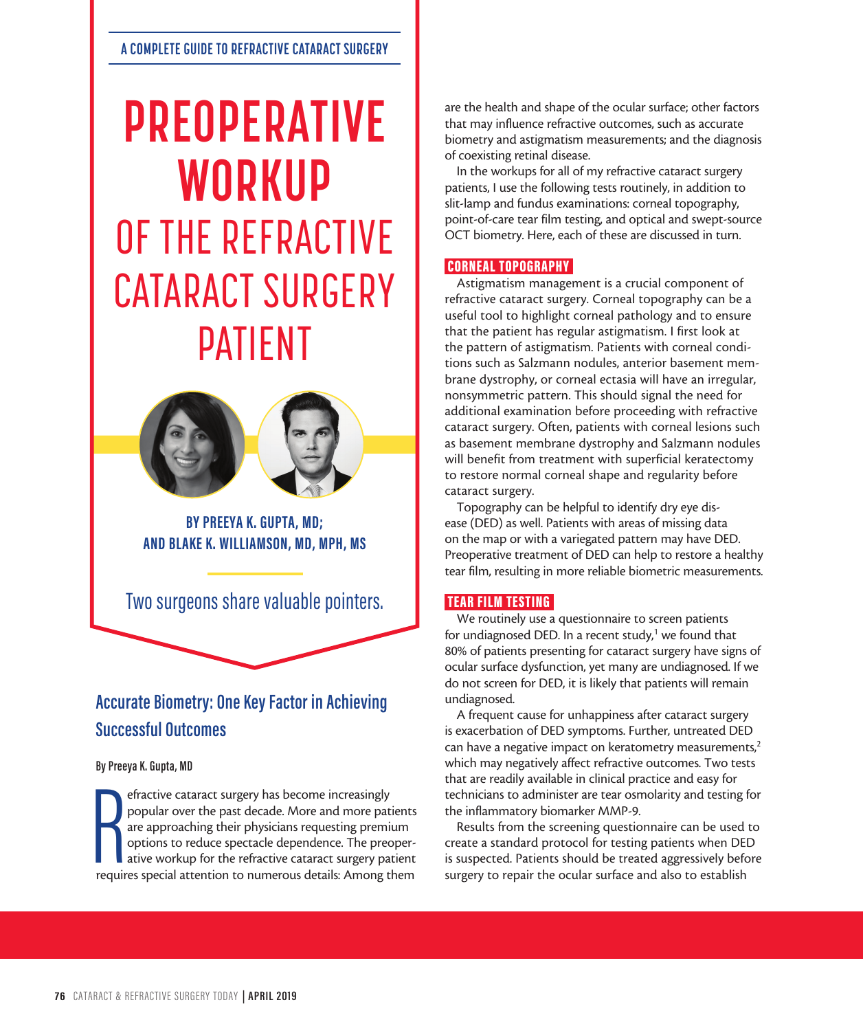A COMPLETE GUIDE TO REFRACTIVE CATARACT SURGERY

# PREOPERATIVE WORKUP OF THE REFRACTIVE CATARACT SURGERY PATIENT

**BY PREEYA K. GUPTA, MD; AND BLAKE K. WILLIAMSON, MD, MPH, MS**

Two surgeons share valuable pointers.

## Accurate Biometry: One Key Factor in Achieving Successful Outcomes

**By Preeya K. Gupta, MD**

Refractive cataract surgery has become increasingly popular over the past decade. More and more patients are approaching their physicians requesting premium options to reduce spectacle dependence. The preoperative workup for the refractive cataract surgery patient requires special attention to numerous details: Among them are the health and shape of the ocular surface; other factors that may influence refractive outcomes, such as accurate biometry and astigmatism measurements; and the diagnosis of coexisting retinal disease.

In the workups for all of my refractive cataract surgery patients, I use the following tests routinely, in addition to slit-lamp and fundus examinations: corneal topography, point-of-care tear film testing, and optical and swept-source OCT biometry. Here, each of these are discussed in turn.

### CORNEAL TOPOGRAPHY

Astigmatism management is a crucial component of refractive cataract surgery. Corneal topography can be a useful tool to highlight corneal pathology and to ensure that the patient has regular astigmatism. I first look at the pattern of astigmatism. Patients with corneal conditions such as Salzmann nodules, anterior basement membrane dystrophy, or corneal ectasia will have an irregular, nonsymmetric pattern. This should signal the need for additional examination before proceeding with refractive cataract surgery. Often, patients with corneal lesions such as basement membrane dystrophy and Salzmann nodules will benefit from treatment with superficial keratectomy to restore normal corneal shape and regularity before cataract surgery.

Topography can be helpful to identify dry eye disease (DED) as well. Patients with areas of missing data on the map or with a variegated pattern may have DED. Preoperative treatment of DED can help to restore a healthy tear film, resulting in more reliable biometric measurements.

### TEAR FILM TESTING

We routinely use a questionnaire to screen patients for undiagnosed DED. In a recent study,[1] we found that 80% of patients presenting for cataract surgery have signs of ocular surface dysfunction, yet many are undiagnosed. If we do not screen for DED, it is likely that patients will remain undiagnosed.

A frequent cause for unhappiness after cataract surgery is exacerbation of DED symptoms. Further, untreated DED can have a negative impact on keratometry measurements,[2] which may negatively affect refractive outcomes. Two tests that are readily available in clinical practice and easy for technicians to administer are tear osmolarity and testing for the inflammatory biomarker MMP-9.

Results from the screening questionnaire can be used to create a standard protocol for testing patients when DED is suspected. Patients should be treated aggressively before surgery to repair the ocular surface and also to establish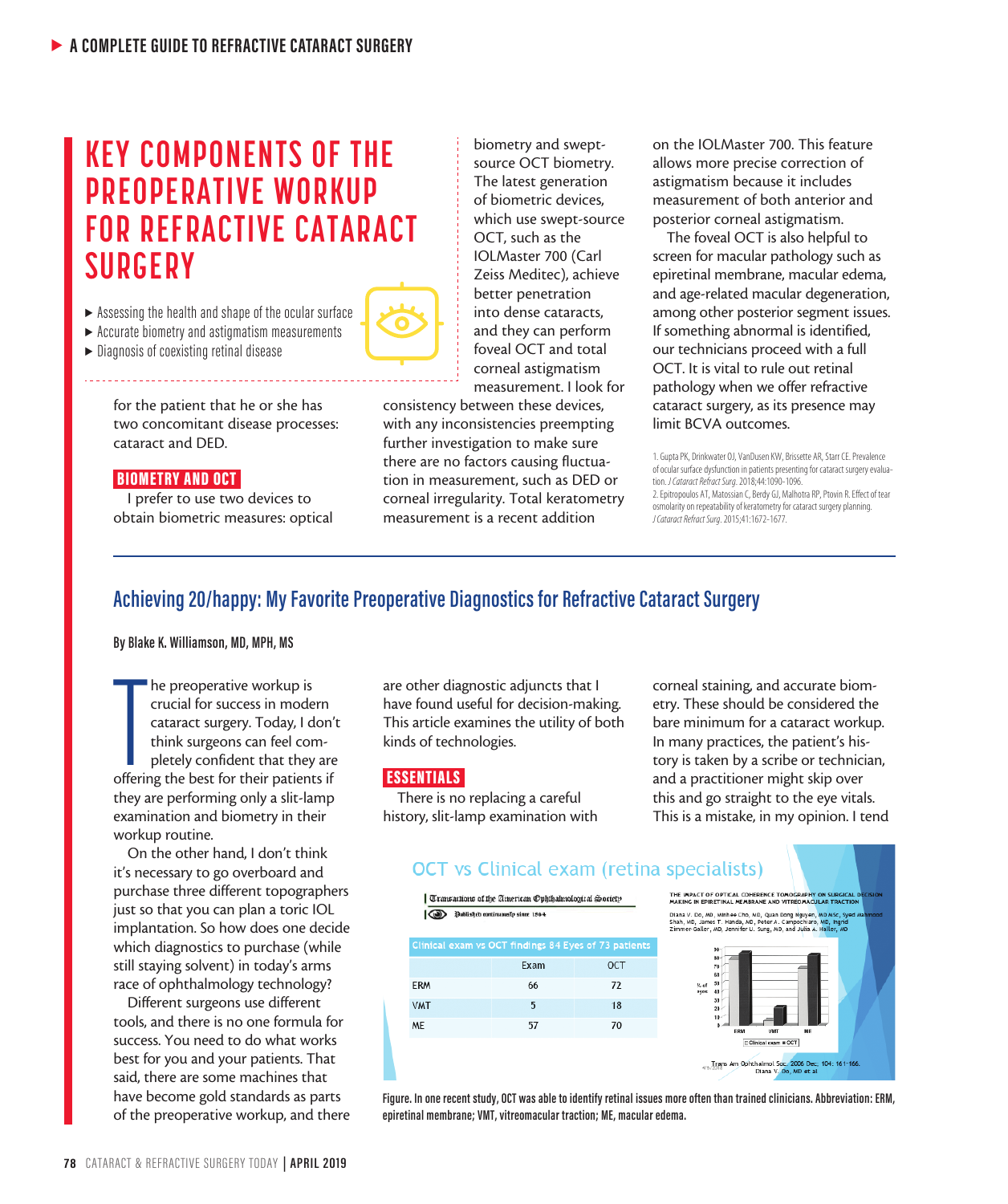# KEY COMPONENTS OF THE PREOPERATIVE WORKUP FOR REFRACTIVE CATARACT SURGERY

- Assessing the health and shape of the ocular surface
- Accurate biometry and astigmatism measurements
- Diagnosis of coexisting retinal disease

for the patient that he or she has two concomitant disease processes: cataract and DED.

## BIOMETRY AND OCT

I prefer to use two devices to obtain biometric measures: optical biometry and swept-source OCT biometry. The latest generation of biometric devices, which use swept-source OCT, such as the IOLMaster 700 (Carl Zeiss Meditec), achieve better penetration into dense cataracts, and they can perform foveal OCT and total corneal astigmatism measurement. I look for consistency between these devices, with any inconsistencies preempting further investigation to make sure there are no factors causing fluctuation in measurement, such as DED or corneal irregularity. Total keratometry measurement is a recent addition on the IOLMaster 700. This feature allows more precise correction of astigmatism because it includes measurement of both anterior and posterior corneal astigmatism.

The foveal OCT is also helpful to screen for macular pathology such as epiretinal membrane, macular edema, and age-related macular degeneration, among other posterior segment issues. If something abnormal is identified, our technicians proceed with a full OCT. It is vital to rule out retinal pathology when we offer refractive cataract surgery, as its presence may limit BCVA outcomes.

1. Gupta PK, Drinkwater OJ, VanDusen KW, Brissette AR, Starr CE. Prevalence of ocular surface dysfunction in patients presenting for cataract surgery evaluation. *J Cataract Refract Surg.* 2018;44:1090-1096.
2. Epitropoulos AT, Matossian C, Berdy GJ, Malhotra RP, Ptovin R. Effect of tear osmolarity on repeatability of keratometry for cataract surgery planning. *J Cataract Refract Surg.* 2015;41:1672-1677.

---

## Achieving 20/happy: My Favorite Preoperative Diagnostics for Refractive Cataract Surgery

**By Blake K. Williamson, MD, MPH, MS**

The preoperative workup is crucial for success in modern cataract surgery. Today, I don't think surgeons can feel completely confident that they are offering the best for their patients if they are performing only a slit-lamp examination and biometry in their workup routine.

On the other hand, I don't think it's necessary to go overboard and purchase three different topographers just so that you can plan a toric IOL implantation. So how does one decide which diagnostics to purchase (while still staying solvent) in today's arms race of ophthalmology technology?

Different surgeons use different tools, and there is no one formula for success. You need to do what works best for you and your patients. That said, there are some machines that have become gold standards as parts of the preoperative workup, and there are other diagnostic adjuncts that I have found useful for decision-making. This article examines the utility of both kinds of technologies.

### ESSENTIALS

There is no replacing a careful history, slit-lamp examination with corneal staining, and accurate biometry. These should be considered the bare minimum for a cataract workup. In many practices, the patient's history is taken by a scribe or technician, and a practitioner might skip over this and go straight to the eye vitals. This is a mistake, in my opinion. I tend

**OCT vs Clinical exam (retina specialists)**

| Clinical exam vs OCT findings 84 Eyes of 73 patients | Exam | OCT |
|---|---|---|
| ERM | 66 | 72 |
| VMT | 5 | 18 |
| ME | 57 | 70 |

Figure. In one recent study, OCT was able to identify retinal issues more often than trained clinicians. Abbreviation: ERM, epiretinal membrane; VMT, vitreomacular traction; ME, macular edema.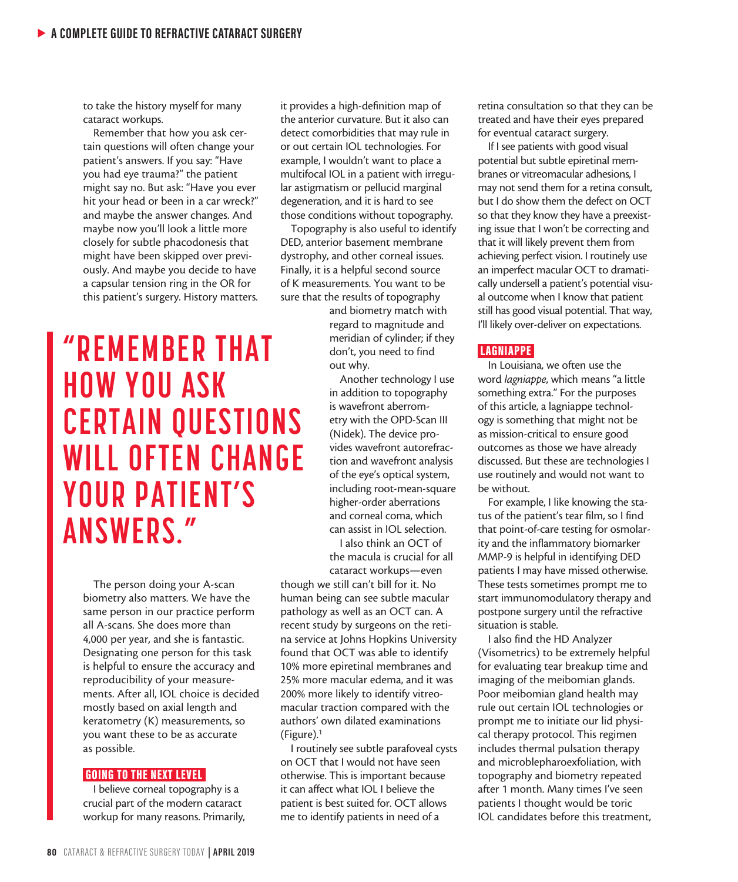to take the history myself for many cataract workups.

Remember that how you ask certain questions will often change your patient's answers. If you say: "Have you had eye trauma?" the patient might say no. But ask: "Have you ever hit your head or been in a car wreck?" and maybe the answer changes. And maybe now you'll look a little more closely for subtle phacodonesis that might have been skipped over previously. And maybe you decide to have a capsular tension ring in the OR for this patient's surgery. History matters.

> "REMEMBER THAT HOW YOU ASK CERTAIN QUESTIONS WILL OFTEN CHANGE YOUR PATIENT'S ANSWERS."

The person doing your A-scan biometry also matters. We have the same person in our practice perform all A-scans. She does more than 4,000 per year, and she is fantastic. Designating one person for this task is helpful to ensure the accuracy and reproducibility of your measurements. After all, IOL choice is decided mostly based on axial length and keratometry (K) measurements, so you want these to be as accurate as possible.

## GOING TO THE NEXT LEVEL

I believe corneal topography is a crucial part of the modern cataract workup for many reasons. Primarily, it provides a high-definition map of the anterior curvature. But it also can detect comorbidities that may rule in or out certain IOL technologies. For example, I wouldn't want to place a multifocal IOL in a patient with irregular astigmatism or pellucid marginal degeneration, and it is hard to see those conditions without topography.

Topography is also useful to identify DED, anterior basement membrane dystrophy, and other corneal issues. Finally, it is a helpful second source of K measurements. You want to be sure that the results of topography and biometry match with regard to magnitude and meridian of cylinder; if they don't, you need to find out why.

Another technology I use in addition to topography is wavefront aberrometry with the OPD-Scan III (Nidek). The device provides wavefront autorefraction and wavefront analysis of the eye's optical system, including root-mean-square higher-order aberrations and corneal coma, which can assist in IOL selection.

I also think an OCT of the macula is crucial for all cataract workups—even though we still can't bill for it. No human being can see subtle macular pathology as well as an OCT can. A recent study by surgeons on the retina service at Johns Hopkins University found that OCT was able to identify 10% more epiretinal membranes and 25% more macular edema, and it was 200% more likely to identify vitreomacular traction compared with the authors' own dilated examinations (Figure).[1]

I routinely see subtle parafoveal cysts on OCT that I would not have seen otherwise. This is important because it can affect what IOL I believe the patient is best suited for. OCT allows me to identify patients in need of a retina consultation so that they can be treated and have their eyes prepared for eventual cataract surgery.

If I see patients with good visual potential but subtle epiretinal membranes or vitreomacular adhesions, I may not send them for a retina consult, but I do show them the defect on OCT so that they know they have a preexisting issue that I won't be correcting and that it will likely prevent them from achieving perfect vision. I routinely use an imperfect macular OCT to dramatically undersell a patient's potential visual outcome when I know that patient still has good visual potential. That way, I'll likely over-deliver on expectations.

## LAGNIAPPE

In Louisiana, we often use the word *lagniappe*, which means "a little something extra." For the purposes of this article, a lagniappe technology is something that might not be as mission-critical to ensure good outcomes as those we have already discussed. But these are technologies I use routinely and would not want to be without.

For example, I like knowing the status of the patient's tear film, so I find that point-of-care testing for osmolarity and the inflammatory biomarker MMP-9 is helpful in identifying DED patients I may have missed otherwise. These tests sometimes prompt me to start immunomodulatory therapy and postpone surgery until the refractive situation is stable.

I also find the HD Analyzer (Visometrics) to be extremely helpful for evaluating tear breakup time and imaging of the meibomian glands. Poor meibomian gland health may rule out certain IOL technologies or prompt me to initiate our lid physical therapy protocol. This regimen includes thermal pulsation therapy and microblepharoexfoliation, with topography and biometry repeated after 1 month. Many times I've seen patients I thought would be toric IOL candidates before this treatment,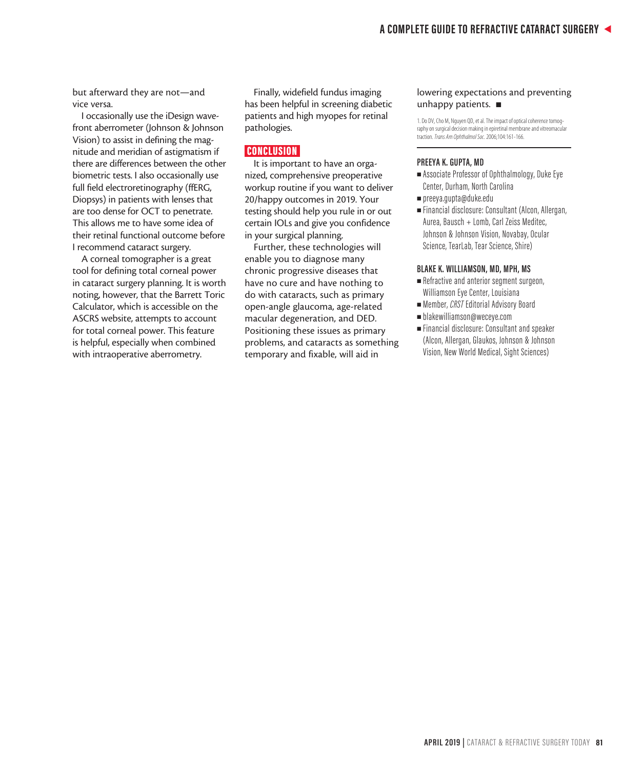but afterward they are not—and vice versa.

I occasionally use the iDesign wavefront aberrometer (Johnson & Johnson Vision) to assist in defining the magnitude and meridian of astigmatism if there are differences between the other biometric tests. I also occasionally use full field electroretinography (ffERG, Diopsys) in patients with lenses that are too dense for OCT to penetrate. This allows me to have some idea of their retinal functional outcome before I recommend cataract surgery.

A corneal tomographer is a great tool for defining total corneal power in cataract surgery planning. It is worth noting, however, that the Barrett Toric Calculator, which is accessible on the ASCRS website, attempts to account for total corneal power. This feature is helpful, especially when combined with intraoperative aberrometry.

Finally, widefield fundus imaging has been helpful in screening diabetic patients and high myopes for retinal pathologies.

## CONCLUSION

It is important to have an organized, comprehensive preoperative workup routine if you want to deliver 20/happy outcomes in 2019. Your testing should help you rule in or out certain IOLs and give you confidence in your surgical planning.

Further, these technologies will enable you to diagnose many chronic progressive diseases that have no cure and have nothing to do with cataracts, such as primary open-angle glaucoma, age-related macular degeneration, and DED. Positioning these issues as primary problems, and cataracts as something temporary and fixable, will aid in lowering expectations and preventing unhappy patients. ■

1. Do DV, Cho M, Nguyen QD, et al. The impact of optical coherence tomography on surgical decision making in epiretinal membrane and vitreomacular traction. *Trans Am Ophthalmol Soc*. 2006;104:161-166.

**PREEYA K. GUPTA, MD**
- Associate Professor of Ophthalmology, Duke Eye Center, Durham, North Carolina
- preeya.gupta@duke.edu
- Financial disclosure: Consultant (Alcon, Allergan, Aurea, Bausch + Lomb, Carl Zeiss Meditec, Johnson & Johnson Vision, Novabay, Ocular Science, TearLab, Tear Science, Shire)

**BLAKE K. WILLIAMSON, MD, MPH, MS**
- Refractive and anterior segment surgeon, Williamson Eye Center, Louisiana
- Member, *CRST* Editorial Advisory Board
- blakewilliamson@weceye.com
- Financial disclosure: Consultant and speaker (Alcon, Allergan, Glaukos, Johnson & Johnson Vision, New World Medical, Sight Sciences)